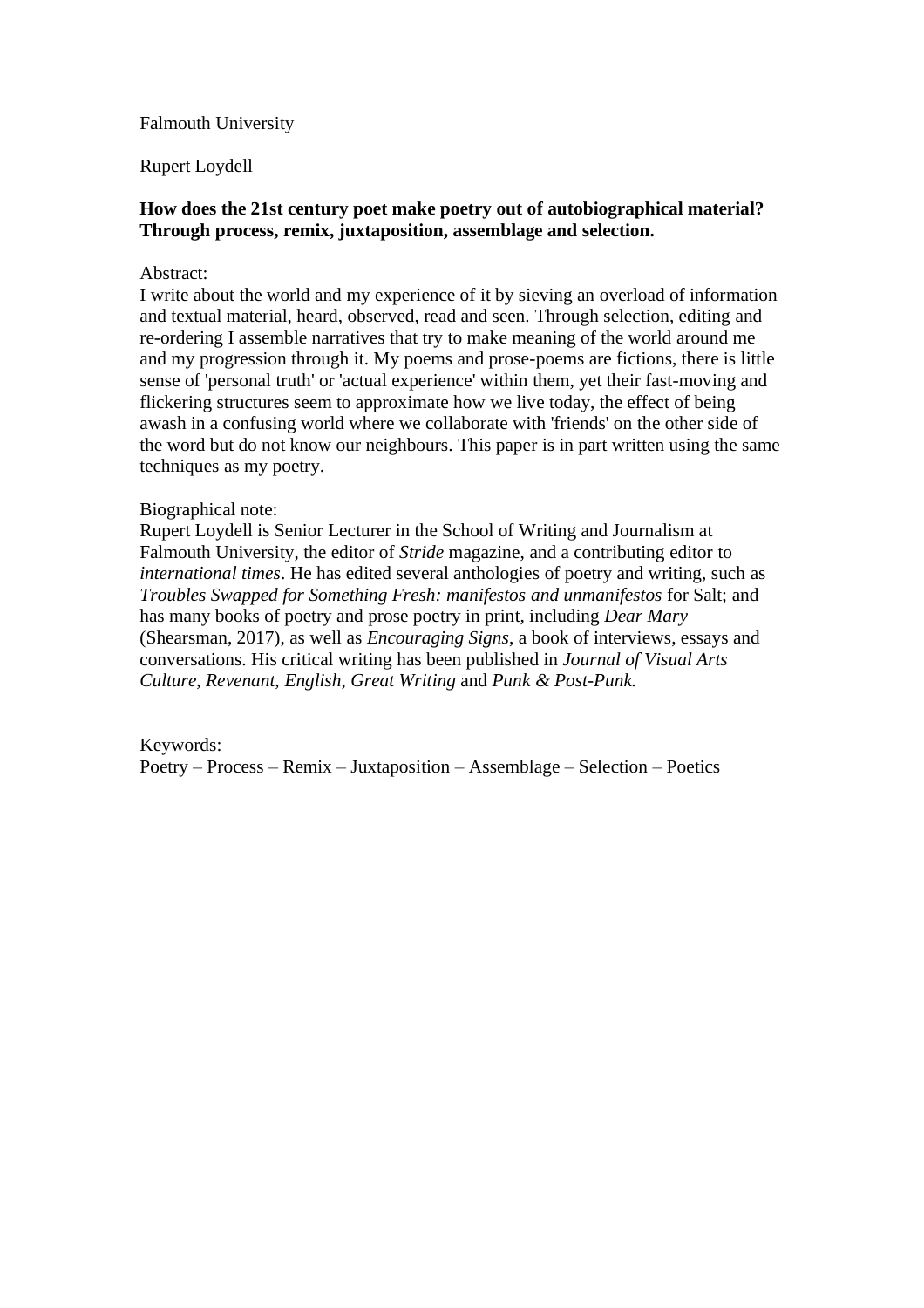Falmouth University

Rupert Loydell

**How does the 21st century poet make poetry out of autobiographical material? Through process, remix, juxtaposition, assemblage and selection.**

Abstract:
I write about the world and my experience of it by sieving an overload of information and textual material, heard, observed, read and seen. Through selection, editing and re-ordering I assemble narratives that try to make meaning of the world around me and my progression through it. My poems and prose-poems are fictions, there is little sense of 'personal truth' or 'actual experience' within them, yet their fast-moving and flickering structures seem to approximate how we live today, the effect of being awash in a confusing world where we collaborate with 'friends' on the other side of the word but do not know our neighbours. This paper is in part written using the same techniques as my poetry.

Biographical note:
Rupert Loydell is Senior Lecturer in the School of Writing and Journalism at Falmouth University, the editor of *Stride* magazine, and a contributing editor to *international times*. He has edited several anthologies of poetry and writing, such as *Troubles Swapped for Something Fresh: manifestos and unmanifestos* for Salt; and has many books of poetry and prose poetry in print, including *Dear Mary* (Shearsman, 2017), as well as *Encouraging Signs*, a book of interviews, essays and conversations. His critical writing has been published in *Journal of Visual Arts Culture*, *Revenant*, *English*, *Great Writing* and *Punk & Post-Punk.*

Keywords:
Poetry – Process – Remix – Juxtaposition – Assemblage – Selection – Poetics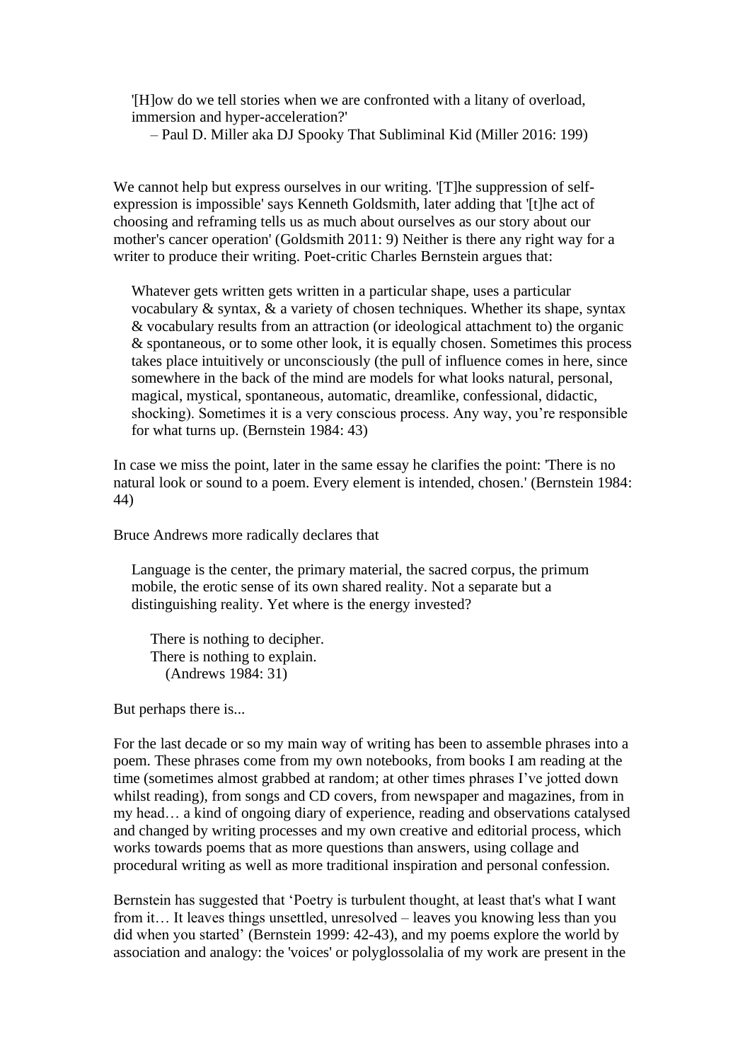> '[H]ow do we tell stories when we are confronted with a litany of overload, immersion and hyper-acceleration?'
>
> – Paul D. Miller aka DJ Spooky That Subliminal Kid (Miller 2016: 199)

We cannot help but express ourselves in our writing. '[T]he suppression of self-expression is impossible' says Kenneth Goldsmith, later adding that '[t]he act of choosing and reframing tells us as much about ourselves as our story about our mother's cancer operation' (Goldsmith 2011: 9) Neither is there any right way for a writer to produce their writing. Poet-critic Charles Bernstein argues that:

> Whatever gets written gets written in a particular shape, uses a particular vocabulary & syntax, & a variety of chosen techniques. Whether its shape, syntax & vocabulary results from an attraction (or ideological attachment to) the organic & spontaneous, or to some other look, it is equally chosen. Sometimes this process takes place intuitively or unconsciously (the pull of influence comes in here, since somewhere in the back of the mind are models for what looks natural, personal, magical, mystical, spontaneous, automatic, dreamlike, confessional, didactic, shocking). Sometimes it is a very conscious process. Any way, you're responsible for what turns up. (Bernstein 1984: 43)

In case we miss the point, later in the same essay he clarifies the point: 'There is no natural look or sound to a poem. Every element is intended, chosen.' (Bernstein 1984: 44)

Bruce Andrews more radically declares that

> Language is the center, the primary material, the sacred corpus, the primum mobile, the erotic sense of its own shared reality. Not a separate but a distinguishing reality. Yet where is the energy invested?
>
> There is nothing to decipher.
> There is nothing to explain.
> (Andrews 1984: 31)

But perhaps there is...

For the last decade or so my main way of writing has been to assemble phrases into a poem. These phrases come from my own notebooks, from books I am reading at the time (sometimes almost grabbed at random; at other times phrases I've jotted down whilst reading), from songs and CD covers, from newspaper and magazines, from in my head… a kind of ongoing diary of experience, reading and observations catalysed and changed by writing processes and my own creative and editorial process, which works towards poems that as more questions than answers, using collage and procedural writing as well as more traditional inspiration and personal confession.

Bernstein has suggested that 'Poetry is turbulent thought, at least that's what I want from it… It leaves things unsettled, unresolved – leaves you knowing less than you did when you started' (Bernstein 1999: 42-43), and my poems explore the world by association and analogy: the 'voices' or polyglossolalia of my work are present in the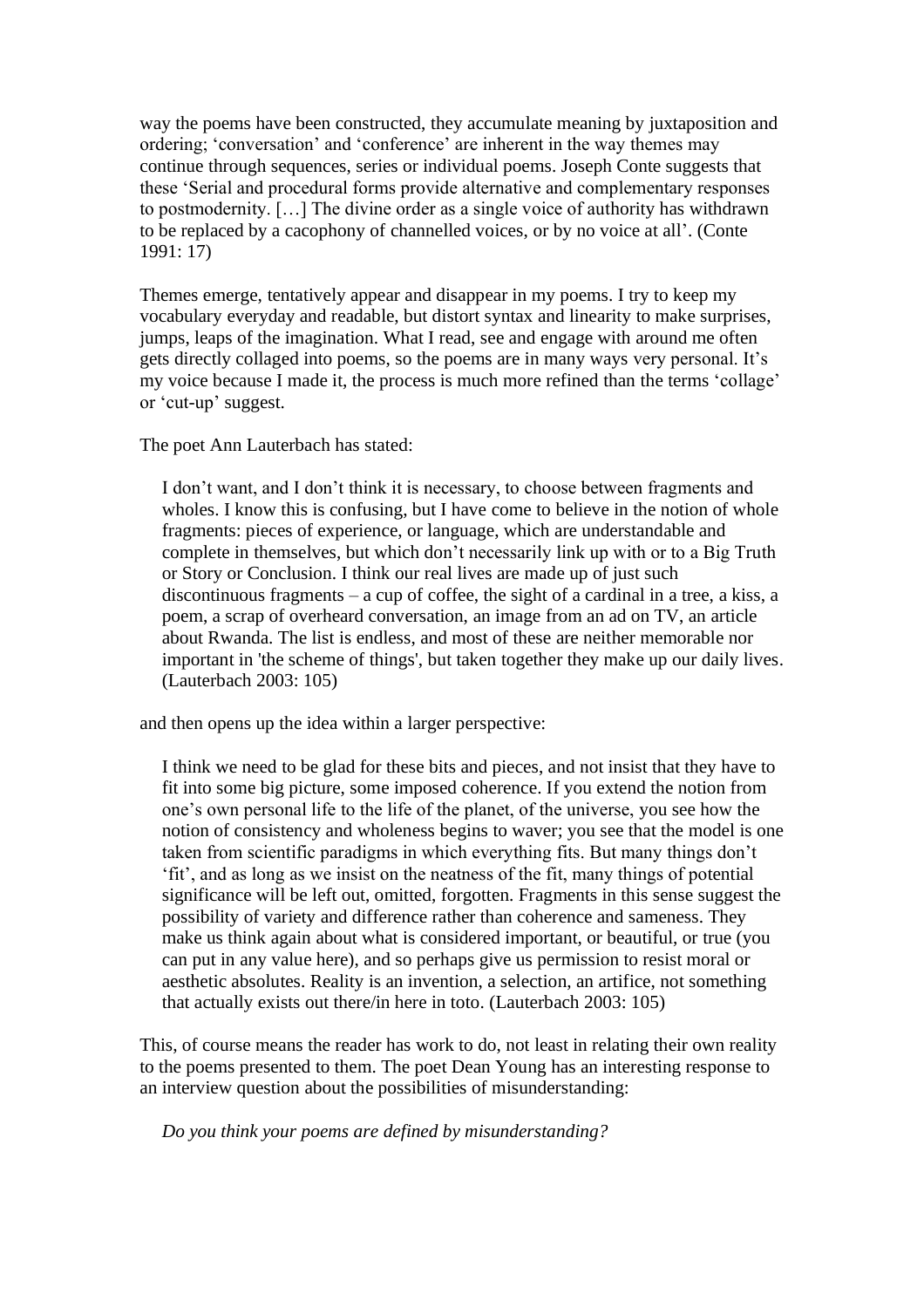way the poems have been constructed, they accumulate meaning by juxtaposition and ordering; 'conversation' and 'conference' are inherent in the way themes may continue through sequences, series or individual poems. Joseph Conte suggests that these 'Serial and procedural forms provide alternative and complementary responses to postmodernity. […] The divine order as a single voice of authority has withdrawn to be replaced by a cacophony of channelled voices, or by no voice at all'. (Conte 1991: 17)

Themes emerge, tentatively appear and disappear in my poems. I try to keep my vocabulary everyday and readable, but distort syntax and linearity to make surprises, jumps, leaps of the imagination. What I read, see and engage with around me often gets directly collaged into poems, so the poems are in many ways very personal. It's my voice because I made it, the process is much more refined than the terms 'collage' or 'cut-up' suggest.

The poet Ann Lauterbach has stated:

> I don't want, and I don't think it is necessary, to choose between fragments and wholes. I know this is confusing, but I have come to believe in the notion of whole fragments: pieces of experience, or language, which are understandable and complete in themselves, but which don't necessarily link up with or to a Big Truth or Story or Conclusion. I think our real lives are made up of just such discontinuous fragments – a cup of coffee, the sight of a cardinal in a tree, a kiss, a poem, a scrap of overheard conversation, an image from an ad on TV, an article about Rwanda. The list is endless, and most of these are neither memorable nor important in 'the scheme of things', but taken together they make up our daily lives. (Lauterbach 2003: 105)

and then opens up the idea within a larger perspective:

> I think we need to be glad for these bits and pieces, and not insist that they have to fit into some big picture, some imposed coherence. If you extend the notion from one's own personal life to the life of the planet, of the universe, you see how the notion of consistency and wholeness begins to waver; you see that the model is one taken from scientific paradigms in which everything fits. But many things don't 'fit', and as long as we insist on the neatness of the fit, many things of potential significance will be left out, omitted, forgotten. Fragments in this sense suggest the possibility of variety and difference rather than coherence and sameness. They make us think again about what is considered important, or beautiful, or true (you can put in any value here), and so perhaps give us permission to resist moral or aesthetic absolutes. Reality is an invention, a selection, an artifice, not something that actually exists out there/in here in toto. (Lauterbach 2003: 105)

This, of course means the reader has work to do, not least in relating their own reality to the poems presented to them. The poet Dean Young has an interesting response to an interview question about the possibilities of misunderstanding:

> *Do you think your poems are defined by misunderstanding?*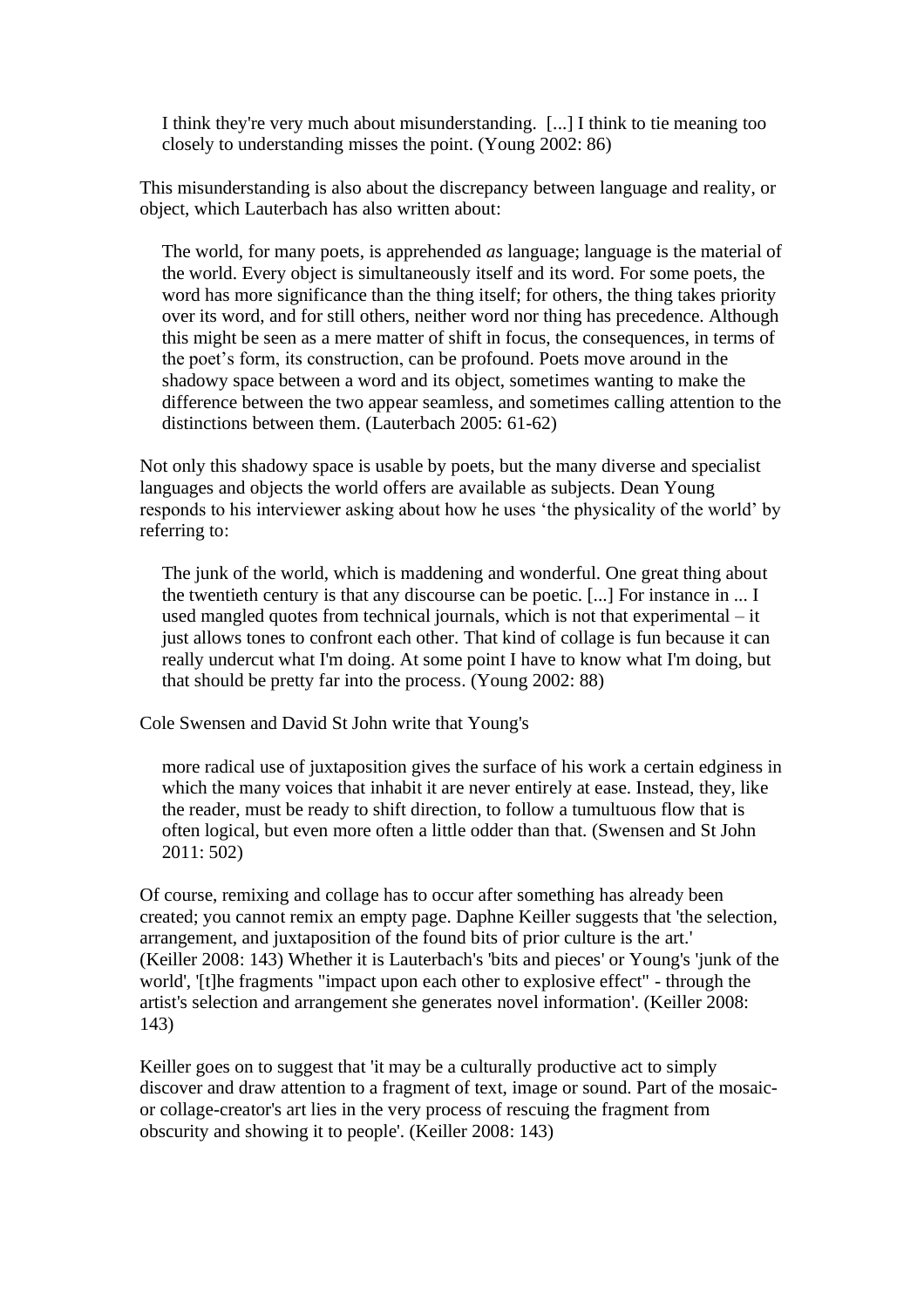> I think they're very much about misunderstanding. [...] I think to tie meaning too closely to understanding misses the point. (Young 2002: 86)

This misunderstanding is also about the discrepancy between language and reality, or object, which Lauterbach has also written about:

> The world, for many poets, is apprehended *as* language; language is the material of the world. Every object is simultaneously itself and its word. For some poets, the word has more significance than the thing itself; for others, the thing takes priority over its word, and for still others, neither word nor thing has precedence. Although this might be seen as a mere matter of shift in focus, the consequences, in terms of the poet's form, its construction, can be profound. Poets move around in the shadowy space between a word and its object, sometimes wanting to make the difference between the two appear seamless, and sometimes calling attention to the distinctions between them. (Lauterbach 2005: 61-62)

Not only this shadowy space is usable by poets, but the many diverse and specialist languages and objects the world offers are available as subjects. Dean Young responds to his interviewer asking about how he uses 'the physicality of the world' by referring to:

> The junk of the world, which is maddening and wonderful. One great thing about the twentieth century is that any discourse can be poetic. [...] For instance in ... I used mangled quotes from technical journals, which is not that experimental – it just allows tones to confront each other. That kind of collage is fun because it can really undercut what I'm doing. At some point I have to know what I'm doing, but that should be pretty far into the process. (Young 2002: 88)

Cole Swensen and David St John write that Young's

> more radical use of juxtaposition gives the surface of his work a certain edginess in which the many voices that inhabit it are never entirely at ease. Instead, they, like the reader, must be ready to shift direction, to follow a tumultuous flow that is often logical, but even more often a little odder than that. (Swensen and St John 2011: 502)

Of course, remixing and collage has to occur after something has already been created; you cannot remix an empty page. Daphne Keiller suggests that 'the selection, arrangement, and juxtaposition of the found bits of prior culture is the art.' (Keiller 2008: 143) Whether it is Lauterbach's 'bits and pieces' or Young's 'junk of the world', '[t]he fragments "impact upon each other to explosive effect" - through the artist's selection and arrangement she generates novel information'. (Keiller 2008: 143)

Keiller goes on to suggest that 'it may be a culturally productive act to simply discover and draw attention to a fragment of text, image or sound. Part of the mosaic- or collage-creator's art lies in the very process of rescuing the fragment from obscurity and showing it to people'. (Keiller 2008: 143)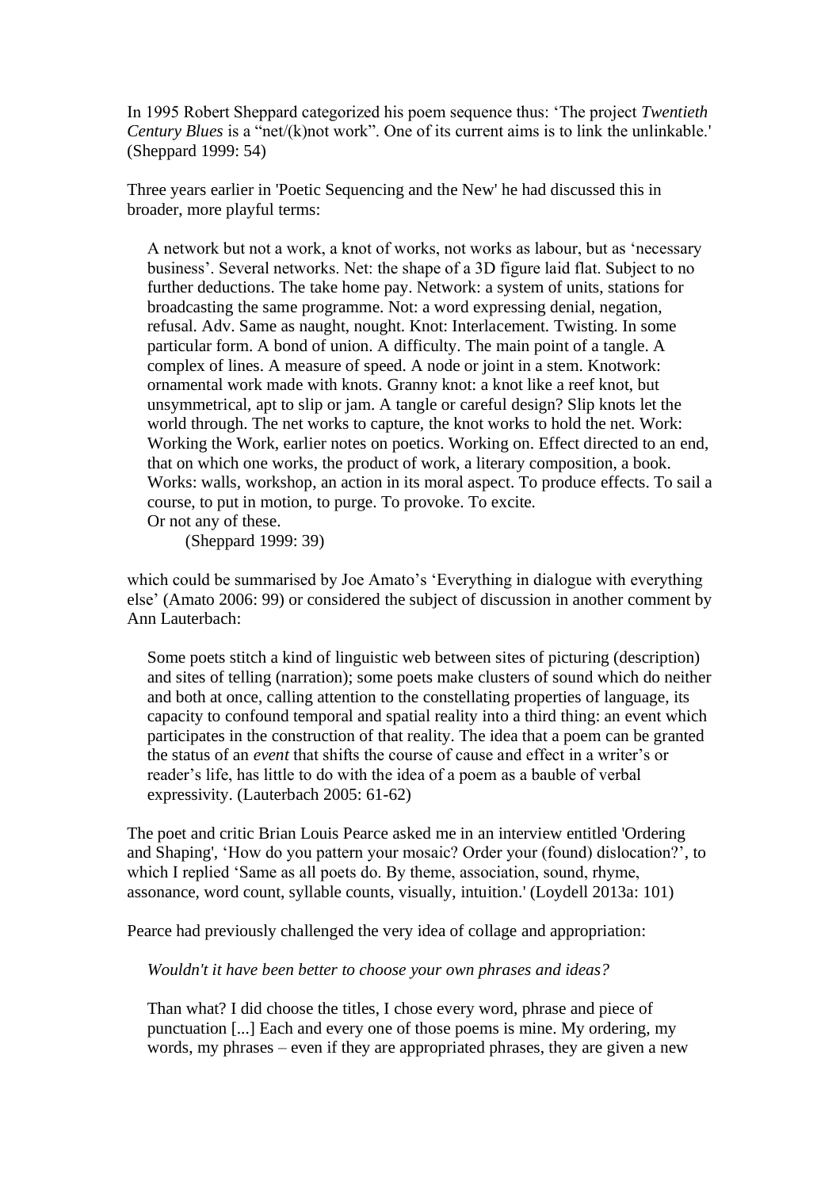In 1995 Robert Sheppard categorized his poem sequence thus: 'The project *Twentieth Century Blues* is a "net/(k)not work". One of its current aims is to link the unlinkable.' (Sheppard 1999: 54)

Three years earlier in 'Poetic Sequencing and the New' he had discussed this in broader, more playful terms:

> A network but not a work, a knot of works, not works as labour, but as 'necessary business'. Several networks. Net: the shape of a 3D figure laid flat. Subject to no further deductions. The take home pay. Network: a system of units, stations for broadcasting the same programme. Not: a word expressing denial, negation, refusal. Adv. Same as naught, nought. Knot: Interlacement. Twisting. In some particular form. A bond of union. A difficulty. The main point of a tangle. A complex of lines. A measure of speed. A node or joint in a stem. Knotwork: ornamental work made with knots. Granny knot: a knot like a reef knot, but unsymmetrical, apt to slip or jam. A tangle or careful design? Slip knots let the world through. The net works to capture, the knot works to hold the net. Work: Working the Work, earlier notes on poetics. Working on. Effect directed to an end, that on which one works, the product of work, a literary composition, a book. Works: walls, workshop, an action in its moral aspect. To produce effects. To sail a course, to put in motion, to purge. To provoke. To excite.
> Or not any of these.
> (Sheppard 1999: 39)

which could be summarised by Joe Amato's 'Everything in dialogue with everything else' (Amato 2006: 99) or considered the subject of discussion in another comment by Ann Lauterbach:

> Some poets stitch a kind of linguistic web between sites of picturing (description) and sites of telling (narration); some poets make clusters of sound which do neither and both at once, calling attention to the constellating properties of language, its capacity to confound temporal and spatial reality into a third thing: an event which participates in the construction of that reality. The idea that a poem can be granted the status of an *event* that shifts the course of cause and effect in a writer's or reader's life, has little to do with the idea of a poem as a bauble of verbal expressivity. (Lauterbach 2005: 61-62)

The poet and critic Brian Louis Pearce asked me in an interview entitled 'Ordering and Shaping', 'How do you pattern your mosaic? Order your (found) dislocation?', to which I replied 'Same as all poets do. By theme, association, sound, rhyme, assonance, word count, syllable counts, visually, intuition.' (Loydell 2013a: 101)

Pearce had previously challenged the very idea of collage and appropriation:

> *Wouldn't it have been better to choose your own phrases and ideas?*
>
> Than what? I did choose the titles, I chose every word, phrase and piece of punctuation [...] Each and every one of those poems is mine. My ordering, my words, my phrases – even if they are appropriated phrases, they are given a new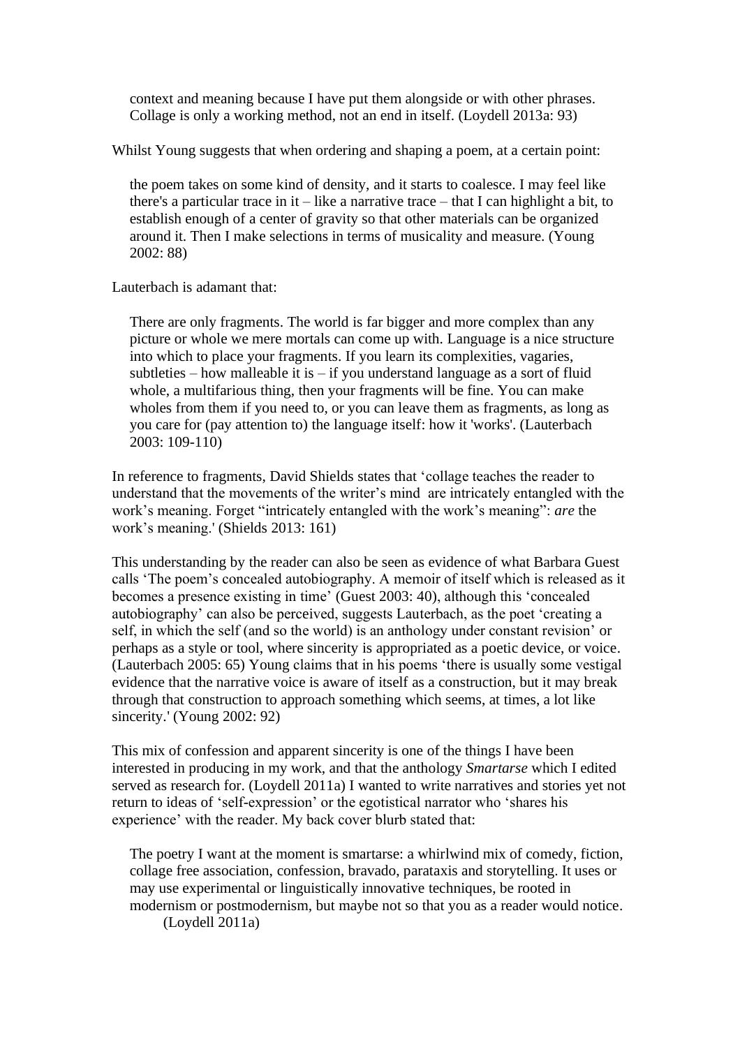> context and meaning because I have put them alongside or with other phrases. Collage is only a working method, not an end in itself. (Loydell 2013a: 93)

Whilst Young suggests that when ordering and shaping a poem, at a certain point:

> the poem takes on some kind of density, and it starts to coalesce. I may feel like there's a particular trace in it – like a narrative trace – that I can highlight a bit, to establish enough of a center of gravity so that other materials can be organized around it. Then I make selections in terms of musicality and measure. (Young 2002: 88)

Lauterbach is adamant that:

> There are only fragments. The world is far bigger and more complex than any picture or whole we mere mortals can come up with. Language is a nice structure into which to place your fragments. If you learn its complexities, vagaries, subtleties – how malleable it is – if you understand language as a sort of fluid whole, a multifarious thing, then your fragments will be fine. You can make wholes from them if you need to, or you can leave them as fragments, as long as you care for (pay attention to) the language itself: how it 'works'. (Lauterbach 2003: 109-110)

In reference to fragments, David Shields states that 'collage teaches the reader to understand that the movements of the writer's mind are intricately entangled with the work's meaning. Forget "intricately entangled with the work's meaning": *are* the work's meaning.' (Shields 2013: 161)

This understanding by the reader can also be seen as evidence of what Barbara Guest calls 'The poem's concealed autobiography. A memoir of itself which is released as it becomes a presence existing in time' (Guest 2003: 40), although this 'concealed autobiography' can also be perceived, suggests Lauterbach, as the poet 'creating a self, in which the self (and so the world) is an anthology under constant revision' or perhaps as a style or tool, where sincerity is appropriated as a poetic device, or voice. (Lauterbach 2005: 65) Young claims that in his poems 'there is usually some vestigal evidence that the narrative voice is aware of itself as a construction, but it may break through that construction to approach something which seems, at times, a lot like sincerity.' (Young 2002: 92)

This mix of confession and apparent sincerity is one of the things I have been interested in producing in my work, and that the anthology *Smartarse* which I edited served as research for. (Loydell 2011a) I wanted to write narratives and stories yet not return to ideas of 'self-expression' or the egotistical narrator who 'shares his experience' with the reader. My back cover blurb stated that:

> The poetry I want at the moment is smartarse: a whirlwind mix of comedy, fiction, collage free association, confession, bravado, parataxis and storytelling. It uses or may use experimental or linguistically innovative techniques, be rooted in modernism or postmodernism, but maybe not so that you as a reader would notice. (Loydell 2011a)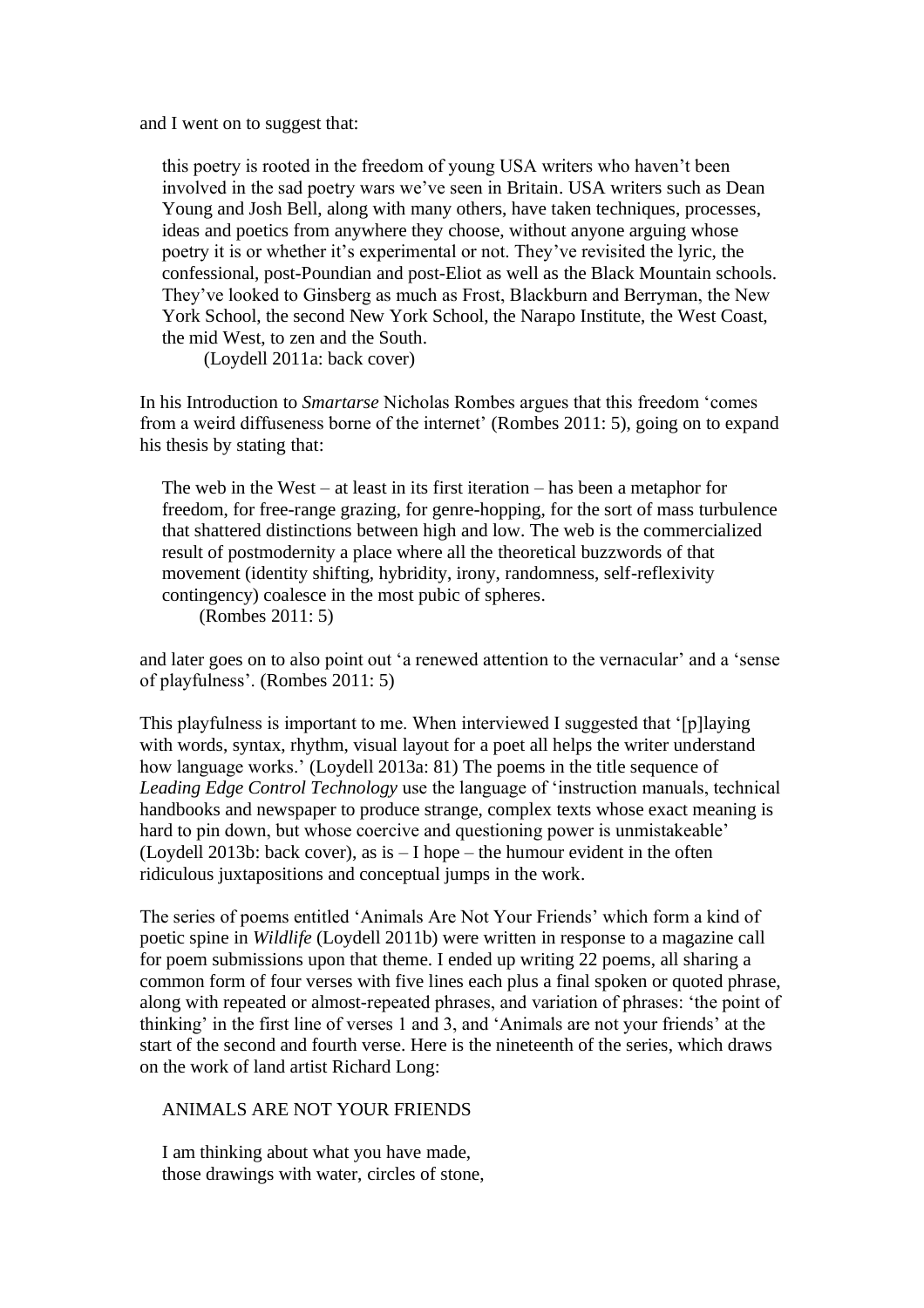and I went on to suggest that:

> this poetry is rooted in the freedom of young USA writers who haven't been involved in the sad poetry wars we've seen in Britain. USA writers such as Dean Young and Josh Bell, along with many others, have taken techniques, processes, ideas and poetics from anywhere they choose, without anyone arguing whose poetry it is or whether it's experimental or not. They've revisited the lyric, the confessional, post-Poundian and post-Eliot as well as the Black Mountain schools. They've looked to Ginsberg as much as Frost, Blackburn and Berryman, the New York School, the second New York School, the Narapo Institute, the West Coast, the mid West, to zen and the South.
>
> (Loydell 2011a: back cover)

In his Introduction to *Smartarse* Nicholas Rombes argues that this freedom 'comes from a weird diffuseness borne of the internet' (Rombes 2011: 5), going on to expand his thesis by stating that:

> The web in the West – at least in its first iteration – has been a metaphor for freedom, for free-range grazing, for genre-hopping, for the sort of mass turbulence that shattered distinctions between high and low. The web is the commercialized result of postmodernity a place where all the theoretical buzzwords of that movement (identity shifting, hybridity, irony, randomness, self-reflexivity contingency) coalesce in the most pubic of spheres.
>
> (Rombes 2011: 5)

and later goes on to also point out 'a renewed attention to the vernacular' and a 'sense of playfulness'. (Rombes 2011: 5)

This playfulness is important to me. When interviewed I suggested that '[p]laying with words, syntax, rhythm, visual layout for a poet all helps the writer understand how language works.' (Loydell 2013a: 81) The poems in the title sequence of *Leading Edge Control Technology* use the language of 'instruction manuals, technical handbooks and newspaper to produce strange, complex texts whose exact meaning is hard to pin down, but whose coercive and questioning power is unmistakeable' (Loydell 2013b: back cover), as is – I hope – the humour evident in the often ridiculous juxtapositions and conceptual jumps in the work.

The series of poems entitled 'Animals Are Not Your Friends' which form a kind of poetic spine in *Wildlife* (Loydell 2011b) were written in response to a magazine call for poem submissions upon that theme. I ended up writing 22 poems, all sharing a common form of four verses with five lines each plus a final spoken or quoted phrase, along with repeated or almost-repeated phrases, and variation of phrases: 'the point of thinking' in the first line of verses 1 and 3, and 'Animals are not your friends' at the start of the second and fourth verse. Here is the nineteenth of the series, which draws on the work of land artist Richard Long:

> ANIMALS ARE NOT YOUR FRIENDS
>
> I am thinking about what you have made,
> those drawings with water, circles of stone,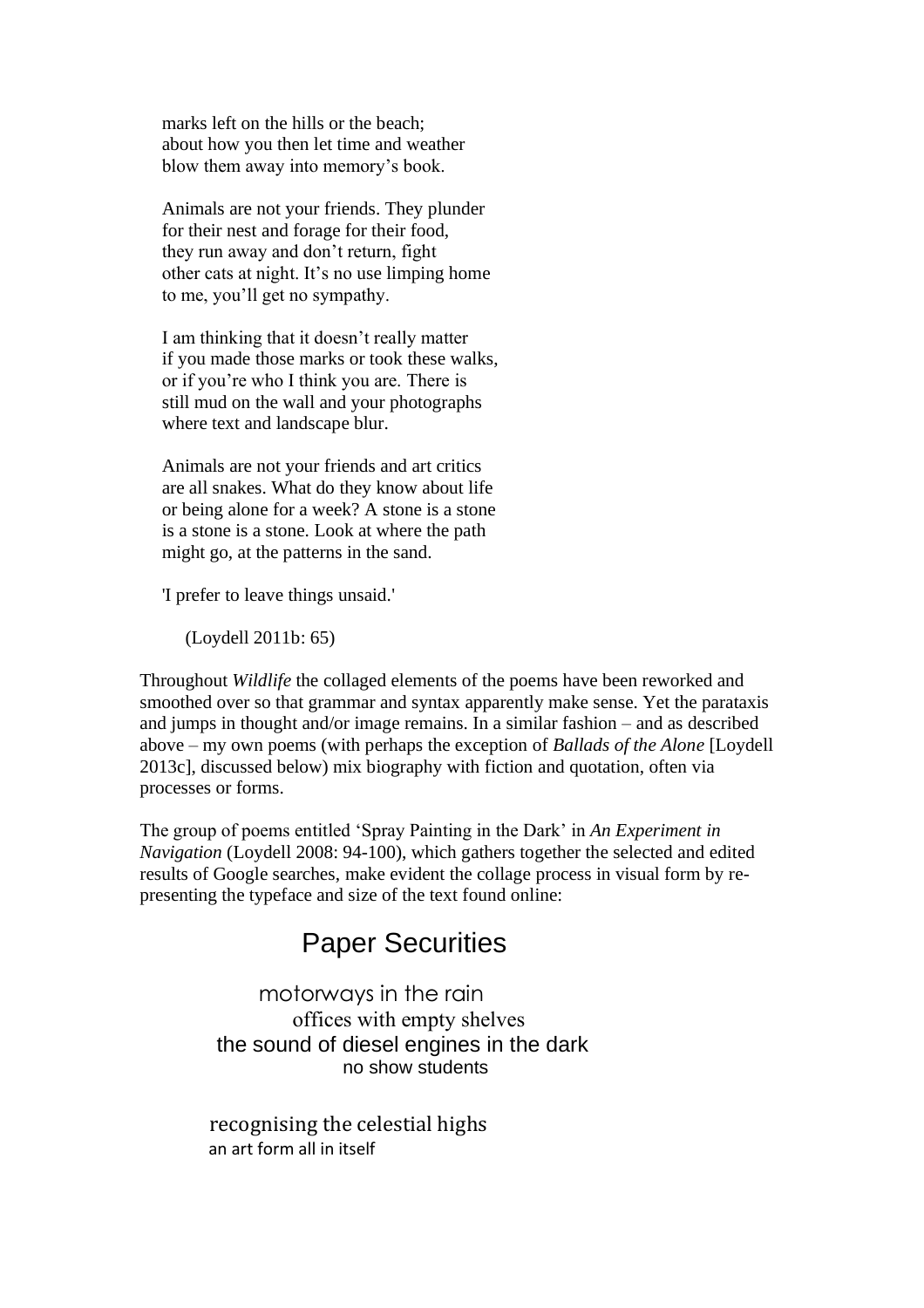marks left on the hills or the beach;
about how you then let time and weather
blow them away into memory's book.

Animals are not your friends. They plunder
for their nest and forage for their food,
they run away and don't return, fight
other cats at night. It's no use limping home
to me, you'll get no sympathy.

I am thinking that it doesn't really matter
if you made those marks or took these walks,
or if you're who I think you are. There is
still mud on the wall and your photographs
where text and landscape blur.

Animals are not your friends and art critics
are all snakes. What do they know about life
or being alone for a week? A stone is a stone
is a stone is a stone. Look at where the path
might go, at the patterns in the sand.

'I prefer to leave things unsaid.'

(Loydell 2011b: 65)

Throughout *Wildlife* the collaged elements of the poems have been reworked and smoothed over so that grammar and syntax apparently make sense. Yet the parataxis and jumps in thought and/or image remains. In a similar fashion – and as described above – my own poems (with perhaps the exception of *Ballads of the Alone* [Loydell 2013c], discussed below) mix biography with fiction and quotation, often via processes or forms.

The group of poems entitled 'Spray Painting in the Dark' in *An Experiment in Navigation* (Loydell 2008: 94-100), which gathers together the selected and edited results of Google searches, make evident the collage process in visual form by re-presenting the typeface and size of the text found online:

## Paper Securities

motorways in the rain
offices with empty shelves
the sound of diesel engines in the dark
no show students

recognising the celestial highs
an art form all in itself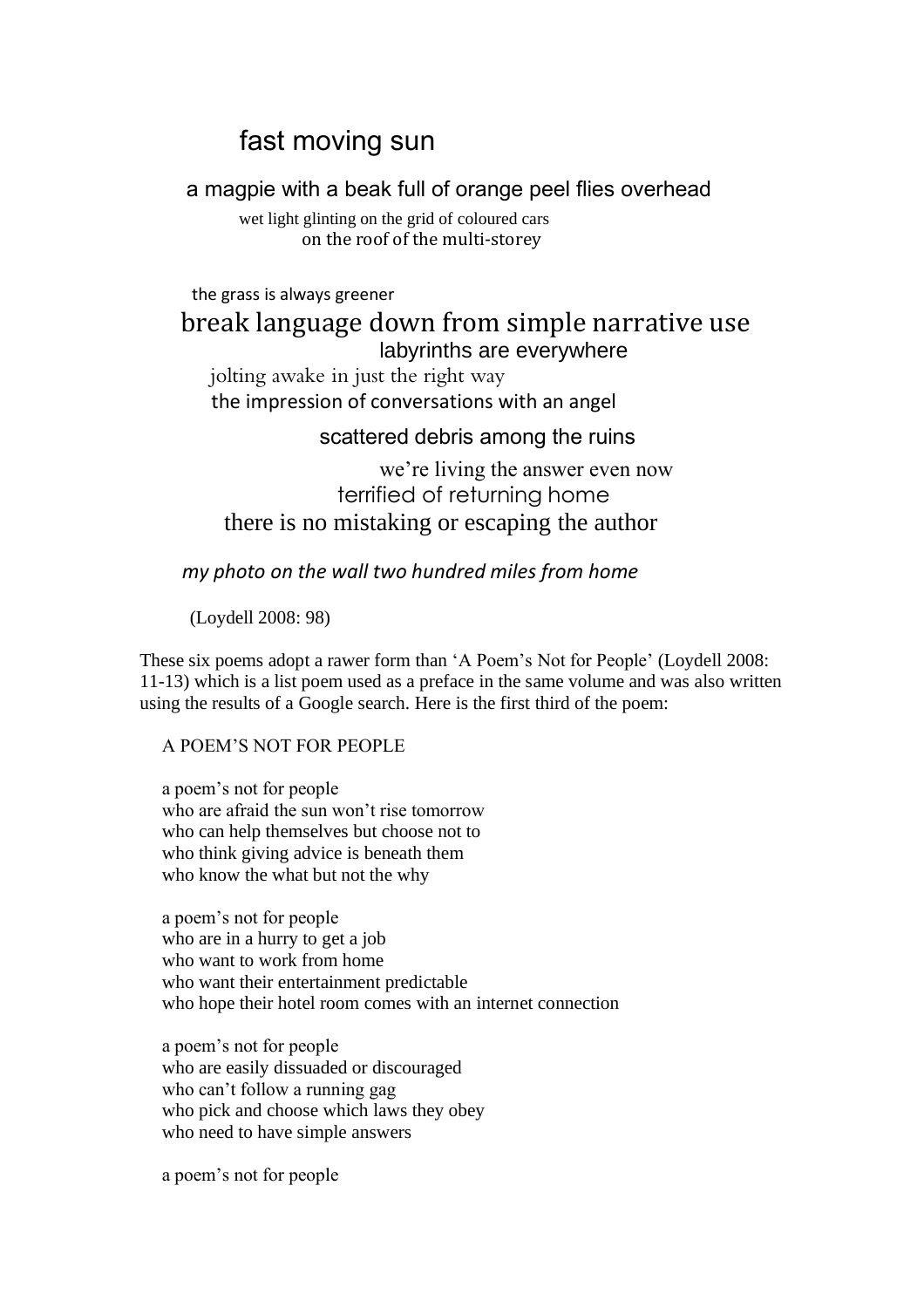fast moving sun

a magpie with a beak full of orange peel flies overhead

wet light glinting on the grid of coloured cars
on the roof of the multi-storey

the grass is always greener
break language down from simple narrative use
labyrinths are everywhere
jolting awake in just the right way
the impression of conversations with an angel

scattered debris among the ruins

we're living the answer even now
terrified of returning home
there is no mistaking or escaping the author

*my photo on the wall two hundred miles from home*

(Loydell 2008: 98)

These six poems adopt a rawer form than 'A Poem's Not for People' (Loydell 2008: 11-13) which is a list poem used as a preface in the same volume and was also written using the results of a Google search. Here is the first third of the poem:

A POEM'S NOT FOR PEOPLE

a poem's not for people
who are afraid the sun won't rise tomorrow
who can help themselves but choose not to
who think giving advice is beneath them
who know the what but not the why

a poem's not for people
who are in a hurry to get a job
who want to work from home
who want their entertainment predictable
who hope their hotel room comes with an internet connection

a poem's not for people
who are easily dissuaded or discouraged
who can't follow a running gag
who pick and choose which laws they obey
who need to have simple answers

a poem's not for people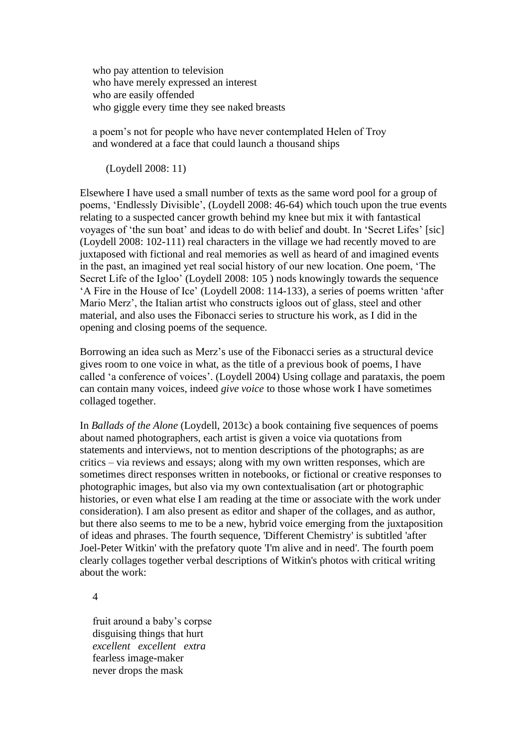who pay attention to television
who have merely expressed an interest
who are easily offended
who giggle every time they see naked breasts

a poem's not for people who have never contemplated Helen of Troy
and wondered at a face that could launch a thousand ships

(Loydell 2008: 11)

Elsewhere I have used a small number of texts as the same word pool for a group of poems, 'Endlessly Divisible', (Loydell 2008: 46-64) which touch upon the true events relating to a suspected cancer growth behind my knee but mix it with fantastical voyages of 'the sun boat' and ideas to do with belief and doubt. In 'Secret Lifes' [sic] (Loydell 2008: 102-111) real characters in the village we had recently moved to are juxtaposed with fictional and real memories as well as heard of and imagined events in the past, an imagined yet real social history of our new location. One poem, 'The Secret Life of the Igloo' (Loydell 2008: 105 ) nods knowingly towards the sequence 'A Fire in the House of Ice' (Loydell 2008: 114-133), a series of poems written 'after Mario Merz', the Italian artist who constructs igloos out of glass, steel and other material, and also uses the Fibonacci series to structure his work, as I did in the opening and closing poems of the sequence.

Borrowing an idea such as Merz's use of the Fibonacci series as a structural device gives room to one voice in what, as the title of a previous book of poems, I have called 'a conference of voices'. (Loydell 2004) Using collage and parataxis, the poem can contain many voices, indeed *give voice* to those whose work I have sometimes collaged together.

In *Ballads of the Alone* (Loydell, 2013c) a book containing five sequences of poems about named photographers, each artist is given a voice via quotations from statements and interviews, not to mention descriptions of the photographs; as are critics – via reviews and essays; along with my own written responses, which are sometimes direct responses written in notebooks, or fictional or creative responses to photographic images, but also via my own contextualisation (art or photographic histories, or even what else I am reading at the time or associate with the work under consideration). I am also present as editor and shaper of the collages, and as author, but there also seems to me to be a new, hybrid voice emerging from the juxtaposition of ideas and phrases. The fourth sequence, 'Different Chemistry' is subtitled 'after Joel-Peter Witkin' with the prefatory quote 'I'm alive and in need'. The fourth poem clearly collages together verbal descriptions of Witkin's photos with critical writing about the work:

4

fruit around a baby's corpse
disguising things that hurt
*excellent excellent extra*
fearless image-maker
never drops the mask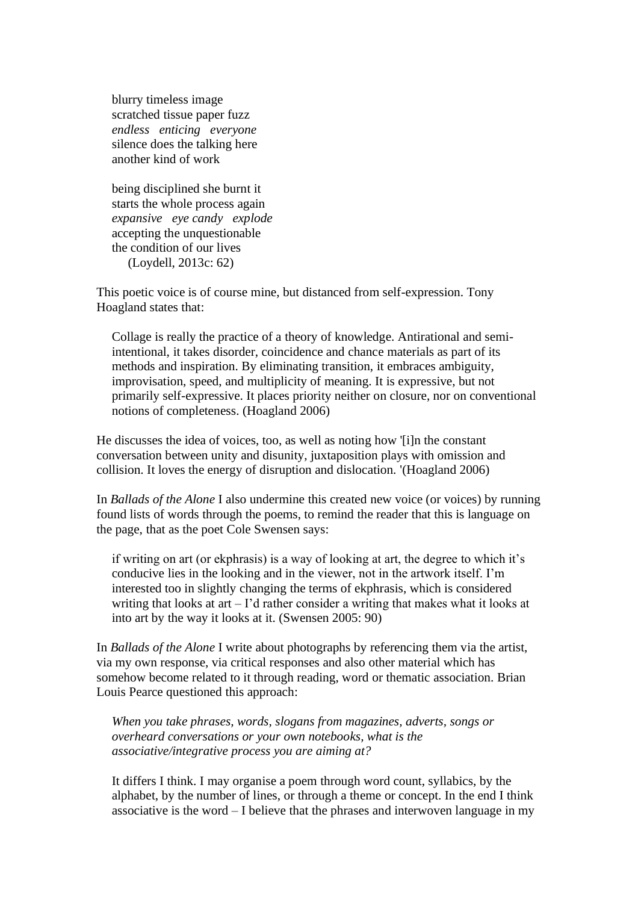> blurry timeless image
> scratched tissue paper fuzz
> *endless enticing everyone*
> silence does the talking here
> another kind of work
>
> being disciplined she burnt it
> starts the whole process again
> *expansive eye candy explode*
> accepting the unquestionable
> the condition of our lives
> (Loydell, 2013c: 62)

This poetic voice is of course mine, but distanced from self-expression. Tony Hoagland states that:

> Collage is really the practice of a theory of knowledge. Antirational and semi-intentional, it takes disorder, coincidence and chance materials as part of its methods and inspiration. By eliminating transition, it embraces ambiguity, improvisation, speed, and multiplicity of meaning. It is expressive, but not primarily self-expressive. It places priority neither on closure, nor on conventional notions of completeness. (Hoagland 2006)

He discusses the idea of voices, too, as well as noting how '[i]n the constant conversation between unity and disunity, juxtaposition plays with omission and collision. It loves the energy of disruption and dislocation. '(Hoagland 2006)

In *Ballads of the Alone* I also undermine this created new voice (or voices) by running found lists of words through the poems, to remind the reader that this is language on the page, that as the poet Cole Swensen says:

> if writing on art (or ekphrasis) is a way of looking at art, the degree to which it's conducive lies in the looking and in the viewer, not in the artwork itself. I'm interested too in slightly changing the terms of ekphrasis, which is considered writing that looks at art – I'd rather consider a writing that makes what it looks at into art by the way it looks at it. (Swensen 2005: 90)

In *Ballads of the Alone* I write about photographs by referencing them via the artist, via my own response, via critical responses and also other material which has somehow become related to it through reading, word or thematic association. Brian Louis Pearce questioned this approach:

> *When you take phrases, words, slogans from magazines, adverts, songs or overheard conversations or your own notebooks, what is the associative/integrative process you are aiming at?*
>
> It differs I think. I may organise a poem through word count, syllabics, by the alphabet, by the number of lines, or through a theme or concept. In the end I think associative is the word – I believe that the phrases and interwoven language in my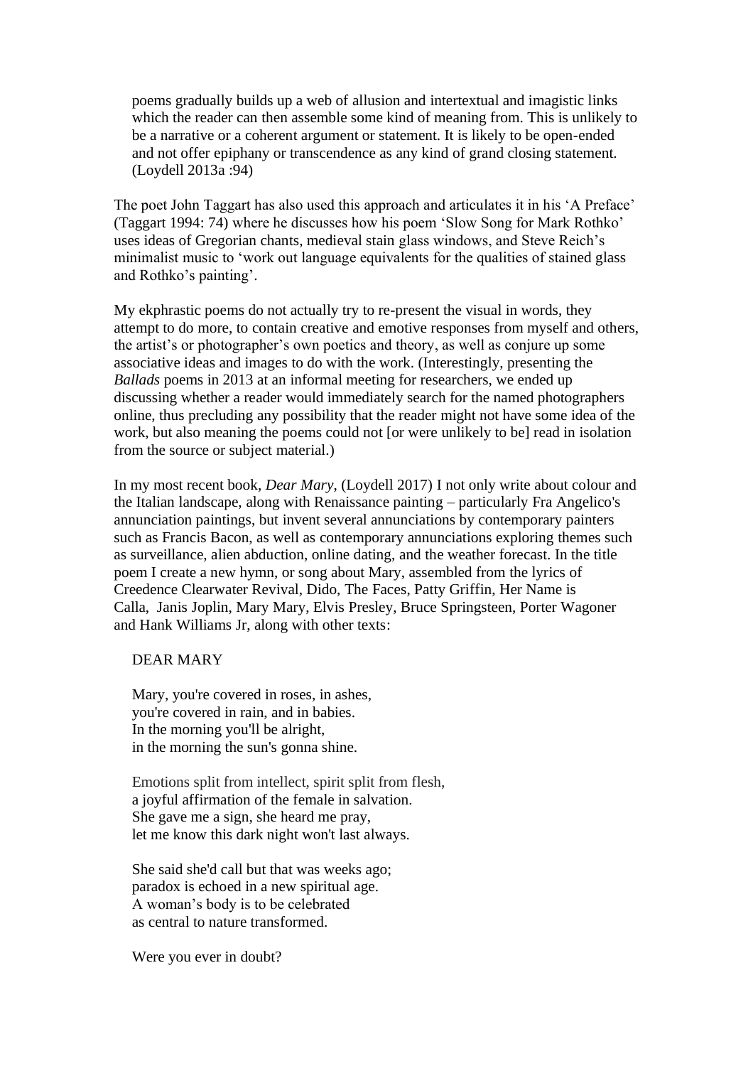> poems gradually builds up a web of allusion and intertextual and imagistic links which the reader can then assemble some kind of meaning from. This is unlikely to be a narrative or a coherent argument or statement. It is likely to be open-ended and not offer epiphany or transcendence as any kind of grand closing statement. (Loydell 2013a :94)

The poet John Taggart has also used this approach and articulates it in his 'A Preface' (Taggart 1994: 74) where he discusses how his poem 'Slow Song for Mark Rothko' uses ideas of Gregorian chants, medieval stain glass windows, and Steve Reich's minimalist music to 'work out language equivalents for the qualities of stained glass and Rothko's painting'.

My ekphrastic poems do not actually try to re-present the visual in words, they attempt to do more, to contain creative and emotive responses from myself and others, the artist's or photographer's own poetics and theory, as well as conjure up some associative ideas and images to do with the work. (Interestingly, presenting the *Ballads* poems in 2013 at an informal meeting for researchers, we ended up discussing whether a reader would immediately search for the named photographers online, thus precluding any possibility that the reader might not have some idea of the work, but also meaning the poems could not [or were unlikely to be] read in isolation from the source or subject material.)

In my most recent book, *Dear Mary*, (Loydell 2017) I not only write about colour and the Italian landscape, along with Renaissance painting – particularly Fra Angelico's annunciation paintings, but invent several annunciations by contemporary painters such as Francis Bacon, as well as contemporary annunciations exploring themes such as surveillance, alien abduction, online dating, and the weather forecast. In the title poem I create a new hymn, or song about Mary, assembled from the lyrics of Creedence Clearwater Revival, Dido, The Faces, Patty Griffin, Her Name is Calla, Janis Joplin, Mary Mary, Elvis Presley, Bruce Springsteen, Porter Wagoner and Hank Williams Jr, along with other texts:

> DEAR MARY
>
> Mary, you're covered in roses, in ashes,  
> you're covered in rain, and in babies.  
> In the morning you'll be alright,  
> in the morning the sun's gonna shine.
>
> Emotions split from intellect, spirit split from flesh,  
> a joyful affirmation of the female in salvation.  
> She gave me a sign, she heard me pray,  
> let me know this dark night won't last always.
>
> She said she'd call but that was weeks ago;  
> paradox is echoed in a new spiritual age.  
> A woman's body is to be celebrated  
> as central to nature transformed.
>
> Were you ever in doubt?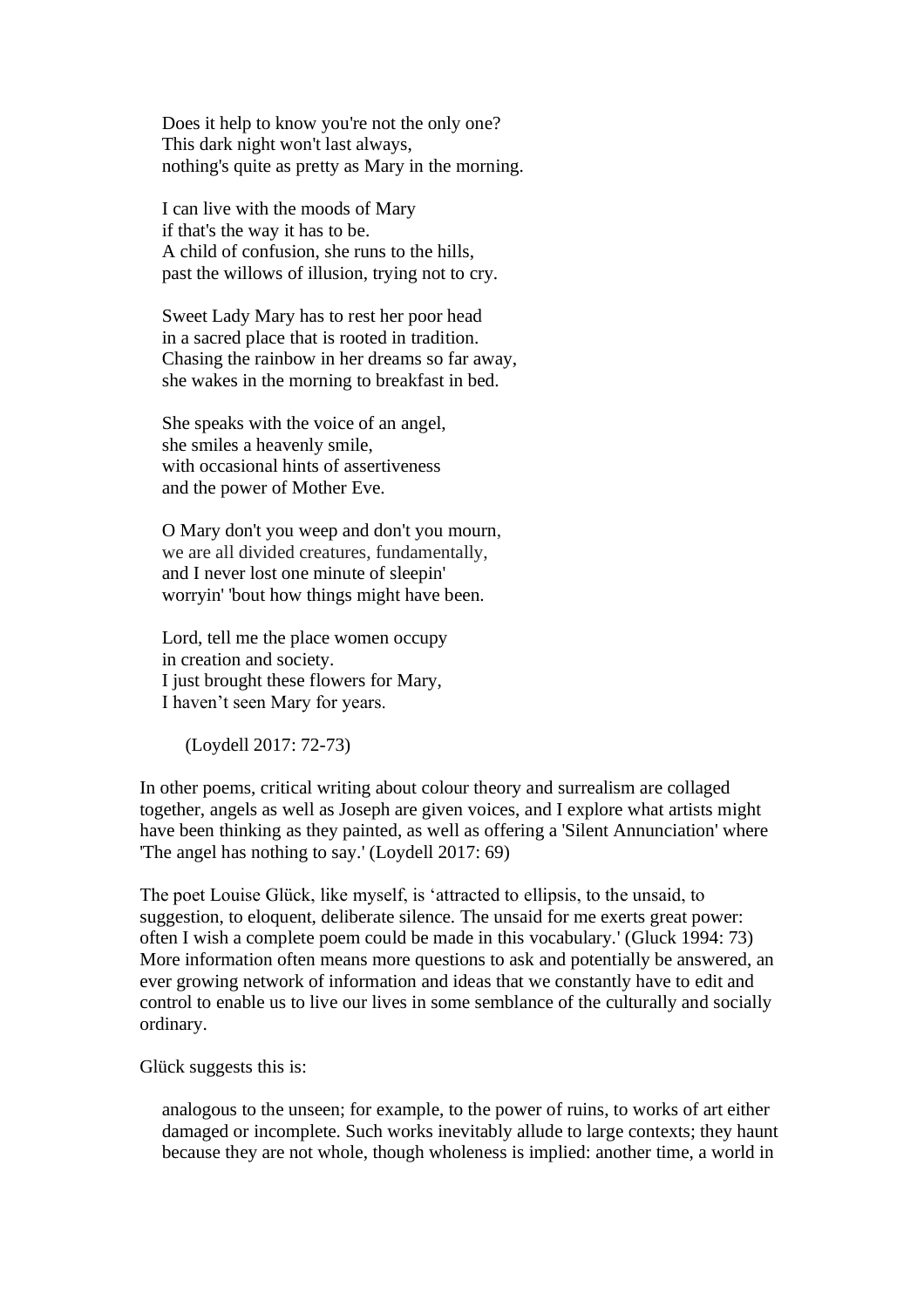> Does it help to know you're not the only one?
> This dark night won't last always,
> nothing's quite as pretty as Mary in the morning.
>
> I can live with the moods of Mary
> if that's the way it has to be.
> A child of confusion, she runs to the hills,
> past the willows of illusion, trying not to cry.
>
> Sweet Lady Mary has to rest her poor head
> in a sacred place that is rooted in tradition.
> Chasing the rainbow in her dreams so far away,
> she wakes in the morning to breakfast in bed.
>
> She speaks with the voice of an angel,
> she smiles a heavenly smile,
> with occasional hints of assertiveness
> and the power of Mother Eve.
>
> O Mary don't you weep and don't you mourn,
> we are all divided creatures, fundamentally,
> and I never lost one minute of sleepin'
> worryin' 'bout how things might have been.
>
> Lord, tell me the place women occupy
> in creation and society.
> I just brought these flowers for Mary,
> I haven't seen Mary for years.
>
> (Loydell 2017: 72-73)

In other poems, critical writing about colour theory and surrealism are collaged together, angels as well as Joseph are given voices, and I explore what artists might have been thinking as they painted, as well as offering a 'Silent Annunciation' where 'The angel has nothing to say.' (Loydell 2017: 69)

The poet Louise Glück, like myself, is 'attracted to ellipsis, to the unsaid, to suggestion, to eloquent, deliberate silence. The unsaid for me exerts great power: often I wish a complete poem could be made in this vocabulary.' (Gluck 1994: 73) More information often means more questions to ask and potentially be answered, an ever growing network of information and ideas that we constantly have to edit and control to enable us to live our lives in some semblance of the culturally and socially ordinary.

Glück suggests this is:

> analogous to the unseen; for example, to the power of ruins, to works of art either damaged or incomplete. Such works inevitably allude to large contexts; they haunt because they are not whole, though wholeness is implied: another time, a world in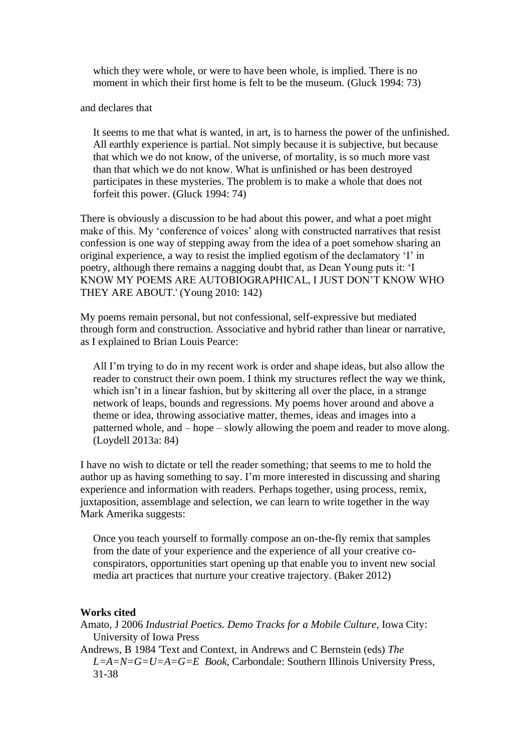> which they were whole, or were to have been whole, is implied. There is no moment in which their first home is felt to be the museum. (Gluck 1994: 73)

and declares that

> It seems to me that what is wanted, in art, is to harness the power of the unfinished. All earthly experience is partial. Not simply because it is subjective, but because that which we do not know, of the universe, of mortality, is so much more vast than that which we do not know. What is unfinished or has been destroyed participates in these mysteries. The problem is to make a whole that does not forfeit this power. (Gluck 1994: 74)

There is obviously a discussion to be had about this power, and what a poet might make of this. My 'conference of voices' along with constructed narratives that resist confession is one way of stepping away from the idea of a poet somehow sharing an original experience, a way to resist the implied egotism of the declamatory 'I' in poetry, although there remains a nagging doubt that, as Dean Young puts it: 'I KNOW MY POEMS ARE AUTOBIOGRAPHICAL, I JUST DON'T KNOW WHO THEY ARE ABOUT.' (Young 2010: 142)

My poems remain personal, but not confessional, self-expressive but mediated through form and construction. Associative and hybrid rather than linear or narrative, as I explained to Brian Louis Pearce:

> All I'm trying to do in my recent work is order and shape ideas, but also allow the reader to construct their own poem. I think my structures reflect the way we think, which isn't in a linear fashion, but by skittering all over the place, in a strange network of leaps, bounds and regressions. My poems hover around and above a theme or idea, throwing associative matter, themes, ideas and images into a patterned whole, and – hope – slowly allowing the poem and reader to move along. (Loydell 2013a: 84)

I have no wish to dictate or tell the reader something; that seems to me to hold the author up as having something to say. I'm more interested in discussing and sharing experience and information with readers. Perhaps together, using process, remix, juxtaposition, assemblage and selection, we can learn to write together in the way Mark Amerika suggests:

> Once you teach yourself to formally compose an on-the-fly remix that samples from the date of your experience and the experience of all your creative co-conspirators, opportunities start opening up that enable you to invent new social media art practices that nurture your creative trajectory. (Baker 2012)

**Works cited**

Amato, J 2006 *Industrial Poetics. Demo Tracks for a Mobile Culture*, Iowa City: University of Iowa Press

Andrews, B 1984 'Text and Context, in Andrews and C Bernstein (eds) *The L=A=N=G=U=A=G=E Book*, Carbondale: Southern Illinois University Press, 31-38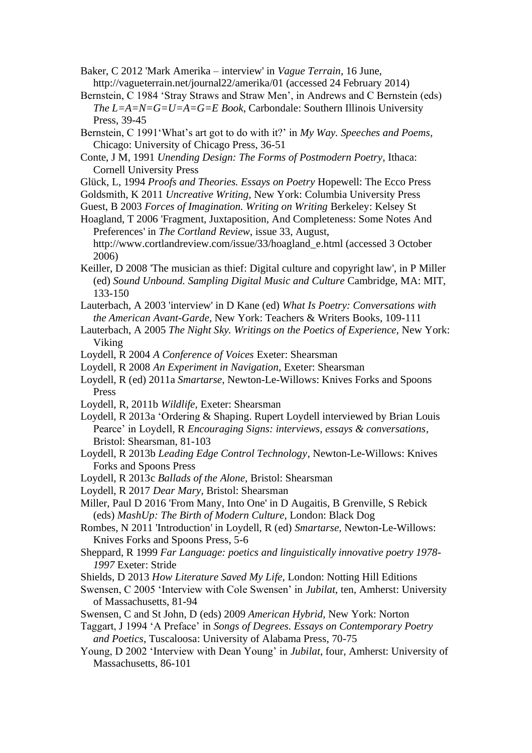Baker, C 2012 'Mark Amerika – interview' in *Vague Terrain*, 16 June, http://vagueterrain.net/journal22/amerika/01 (accessed 24 February 2014)

Bernstein, C 1984 'Stray Straws and Straw Men', in Andrews and C Bernstein (eds) *The L=A=N=G=U=A=G=E Book*, Carbondale: Southern Illinois University Press, 39-45

Bernstein, C 1991'What's art got to do with it?' in *My Way. Speeches and Poems*, Chicago: University of Chicago Press, 36-51

Conte, J M, 1991 *Unending Design: The Forms of Postmodern Poetry*, Ithaca: Cornell University Press

Glück, L, 1994 *Proofs and Theories. Essays on Poetry* Hopewell: The Ecco Press

Goldsmith, K 2011 *Uncreative Writing,* New York: Columbia University Press

Guest, B 2003 *Forces of Imagination. Writing on Writing* Berkeley: Kelsey St

Hoagland, T 2006 'Fragment, Juxtaposition, And Completeness: Some Notes And Preferences' in *The Cortland Review*, issue 33, August, http://www.cortlandreview.com/issue/33/hoagland_e.html (accessed 3 October 2006)

Keiller, D 2008 'The musician as thief: Digital culture and copyright law', in P Miller (ed) *Sound Unbound. Sampling Digital Music and Culture* Cambridge, MA: MIT, 133-150

Lauterbach, A 2003 'interview' in D Kane (ed) *What Is Poetry: Conversations with the American Avant-Garde*, New York: Teachers & Writers Books, 109-111

Lauterbach, A 2005 *The Night Sky. Writings on the Poetics of Experience,* New York: Viking

Loydell, R 2004 *A Conference of Voices* Exeter: Shearsman

Loydell, R 2008 *An Experiment in Navigation*, Exeter: Shearsman

Loydell, R (ed) 2011a *Smartarse,* Newton-Le-Willows: Knives Forks and Spoons Press

Loydell, R, 2011b *Wildlife*, Exeter: Shearsman

Loydell, R 2013a 'Ordering & Shaping. Rupert Loydell interviewed by Brian Louis Pearce' in Loydell, R *Encouraging Signs: interviews, essays & conversations*, Bristol: Shearsman, 81-103

Loydell, R 2013b *Leading Edge Control Technology*, Newton-Le-Willows: Knives Forks and Spoons Press

Loydell, R 2013c *Ballads of the Alone*, Bristol: Shearsman

Loydell, R 2017 *Dear Mary*, Bristol: Shearsman

Miller, Paul D 2016 'From Many, Into One' in D Augaitis, B Grenville, S Rebick (eds) *MashUp: The Birth of Modern Culture*, London: Black Dog

Rombes, N 2011 'Introduction' in Loydell, R (ed) *Smartarse,* Newton-Le-Willows: Knives Forks and Spoons Press, 5-6

Sheppard, R 1999 *Far Language: poetics and linguistically innovative poetry 1978-1997* Exeter: Stride

Shields, D 2013 *How Literature Saved My Life,* London: Notting Hill Editions

Swensen, C 2005 'Interview with Cole Swensen' in *Jubilat*, ten, Amherst: University of Massachusetts, 81-94

Swensen, C and St John, D (eds) 2009 *American Hybrid,* New York: Norton

Taggart, J 1994 'A Preface' in *Songs of Degrees. Essays on Contemporary Poetry and Poetics*, Tuscaloosa: University of Alabama Press, 70-75

Young, D 2002 'Interview with Dean Young' in *Jubilat*, four, Amherst: University of Massachusetts, 86-101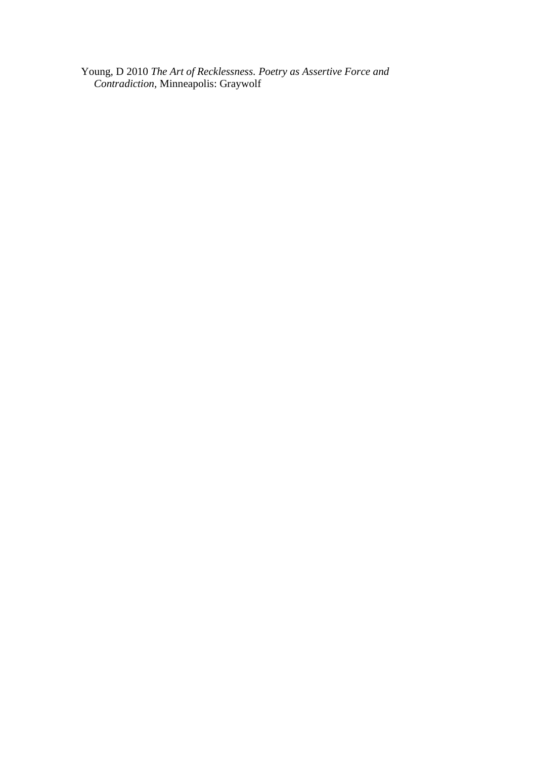Young, D 2010 *The Art of Recklessness. Poetry as Assertive Force and Contradiction*, Minneapolis: Graywolf